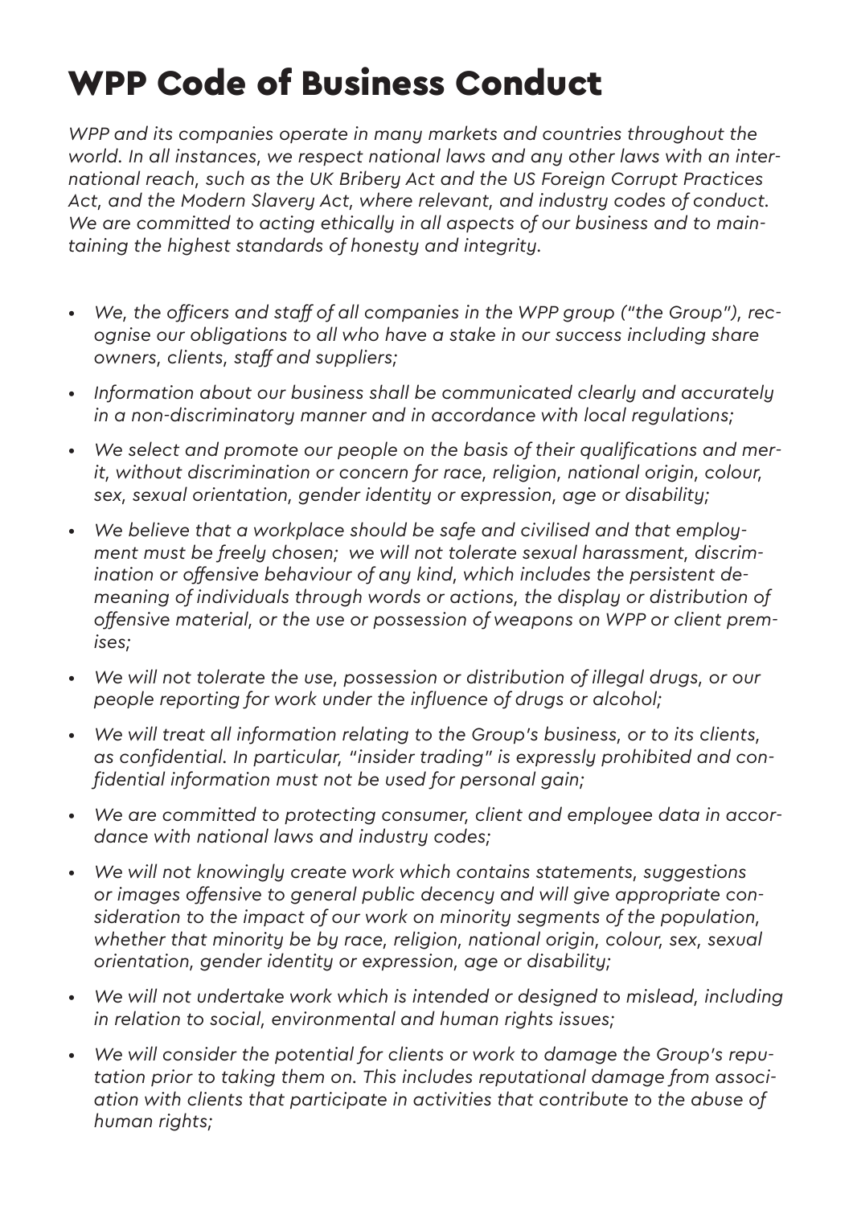# WPP Code of Business Conduct

*WPP and its companies operate in many markets and countries throughout the world. In all instances, we respect national laws and any other laws with an international reach, such as the UK Bribery Act and the US Foreign Corrupt Practices Act, and the Modern Slavery Act, where relevant, and industry codes of conduct. We are committed to acting ethically in all aspects of our business and to maintaining the highest standards of honesty and integrity.*

- *We, the officers and staff of all companies in the WPP group ("the Group"), recognise our obligations to all who have a stake in our success including share owners, clients, staff and suppliers;*
- *Information about our business shall be communicated clearly and accurately in a non-discriminatory manner and in accordance with local regulations;*
- *We select and promote our people on the basis of their qualifications and merit, without discrimination or concern for race, religion, national origin, colour, sex, sexual orientation, gender identity or expression, age or disability;*
- *We believe that a workplace should be safe and civilised and that employment must be freely chosen; we will not tolerate sexual harassment, discrimination or offensive behaviour of any kind, which includes the persistent demeaning of individuals through words or actions, the display or distribution of offensive material, or the use or possession of weapons on WPP or client premises;*
- *We will not tolerate the use, possession or distribution of illegal drugs, or our people reporting for work under the influence of drugs or alcohol;*
- *We will treat all information relating to the Group's business, or to its clients, as confidential. In particular, "insider trading" is expressly prohibited and confidential information must not be used for personal gain;*
- *We are committed to protecting consumer, client and employee data in accordance with national laws and industry codes;*
- *We will not knowingly create work which contains statements, suggestions or images offensive to general public decency and will give appropriate consideration to the impact of our work on minority segments of the population, whether that minority be by race, religion, national origin, colour, sex, sexual orientation, gender identity or expression, age or disability;*
- *We will not undertake work which is intended or designed to mislead, including in relation to social, environmental and human rights issues;*
- *We will consider the potential for clients or work to damage the Group's reputation prior to taking them on. This includes reputational damage from association with clients that participate in activities that contribute to the abuse of human rights;*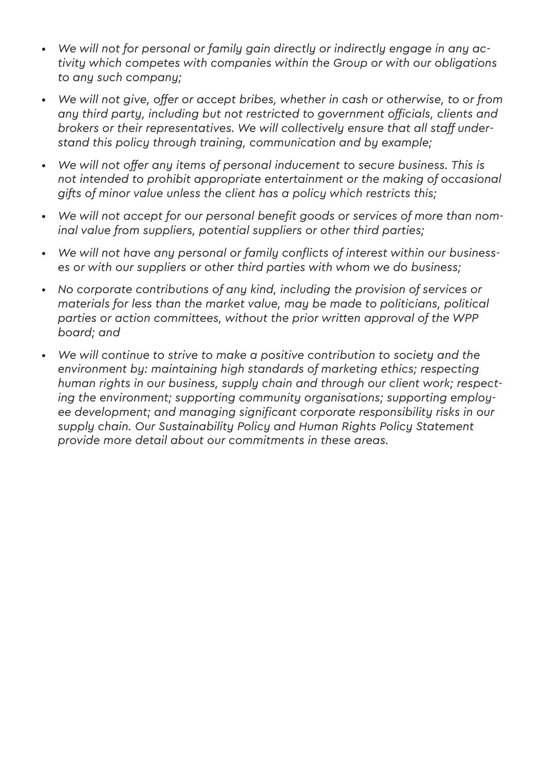- *We will not for personal or family gain directly or indirectly engage in any activity which competes with companies within the Group or with our obligations to any such company;*
- *We will not give, offer or accept bribes, whether in cash or otherwise, to or from any third party, including but not restricted to government officials, clients and brokers or their representatives. We will collectively ensure that all staff understand this policy through training, communication and by example;*
- *We will not offer any items of personal inducement to secure business. This is not intended to prohibit appropriate entertainment or the making of occasional gifts of minor value unless the client has a policy which restricts this;*
- *We will not accept for our personal benefit goods or services of more than nominal value from suppliers, potential suppliers or other third parties;*
- *We will not have any personal or family conflicts of interest within our businesses or with our suppliers or other third parties with whom we do business;*
- *No corporate contributions of any kind, including the provision of services or materials for less than the market value, may be made to politicians, political parties or action committees, without the prior written approval of the WPP board; and*
- *We will continue to strive to make a positive contribution to society and the environment by: maintaining high standards of marketing ethics; respecting human rights in our business, supply chain and through our client work; respecting the environment; supporting community organisations; supporting employee development; and managing significant corporate responsibility risks in our supply chain. Our Sustainability Policy and Human Rights Policy Statement provide more detail about our commitments in these areas.*